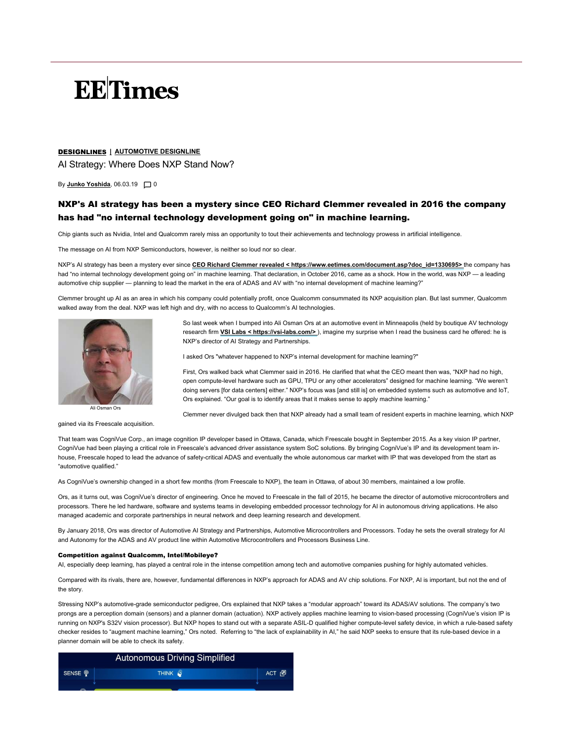# EETimes

**DESIGNLINES** | **AUTOMOTIVE DESIGNLINE**

## AI Strategy: Where Does NXP Stand Now?

By **Junko Yoshida**, 06.03.19 0

### NXP's AI strategy has been a mystery since CEO Richard Clemmer revealed in 2016 the company has had "no internal technology development going on" in machine learning.

Chip giants such as Nvidia, Intel and Qualcomm rarely miss an opportunity to tout their achievements and technology prowess in artificial intelligence.

The message on AI from NXP Semiconductors, however, is neither so loud nor so clear.

NXP's AI strategy has been a mystery ever since **CEO Richard Clemmer revealed < https://www.eetimes.com/document.asp?doc_id=1330695>** the company has had "no internal technology development going on" in machine learning. That declaration, in October 2016, came as a shock. How in the world, was NXP — a leading automotive chip supplier — planning to lead the market in the era of ADAS and AV with "no internal development of machine learning?"

Clemmer brought up AI as an area in which his company could potentially profit, once Qualcomm consummated its NXP acquisition plan. But last summer, Qualcomm walked away from the deal. NXP was left high and dry, with no access to Qualcomm's AI technologies.

Ali Osman Ors

So last week when I bumped into Ali Osman Ors at an automotive event in Minneapolis (held by boutique AV technology research firm **VSI Labs < https://vsi-labs.com/>** ), imagine my surprise when I read the business card he offered: he is NXP's director of AI Strategy and Partnerships.

I asked Ors "whatever happened to NXP's internal development for machine learning?"

First, Ors walked back what Clemmer said in 2016. He clarified that what the CEO meant then was, "NXP had no high, open compute-level hardware such as GPU, TPU or any other accelerators" designed for machine learning. "We weren't doing servers [for data centers] either." NXP's focus was [and still is] on embedded systems such as automotive and IoT, Ors explained. "Our goal is to identify areas that it makes sense to apply machine learning."

Clemmer never divulged back then that NXP already had a small team of resident experts in machine learning, which NXP gained via its Freescale acquisition.

That team was CogniVue Corp., an image cognition IP developer based in Ottawa, Canada, which Freescale bought in September 2015. As a key vision IP partner, CogniVue had been playing a critical role in Freescale's advanced driver assistance system SoC solutions. By bringing CogniVue's IP and its development team in-house, Freescale hoped to lead the advance of safety-critical ADAS and eventually the whole autonomous car market with IP that was developed from the start as "automotive qualified."

As CogniVue's ownership changed in a short few months (from Freescale to NXP), the team in Ottawa, of about 30 members, maintained a low profile.

Ors, as it turns out, was CogniVue's director of engineering. Once he moved to Freescale in the fall of 2015, he became the director of automotive microcontrollers and processors. There he led hardware, software and systems teams in developing embedded processor technology for AI in autonomous driving applications. He also managed academic and corporate partnerships in neural network and deep learning research and development.

By January 2018, Ors was director of Automotive AI Strategy and Partnerships, Automotive Microcontrollers and Processors. Today he sets the overall strategy for AI and Autonomy for the ADAS and AV product line within Automotive Microcontrollers and Processors Business Line.

#### Competition against Qualcomm, Intel/Mobileye?

AI, especially deep learning, has played a central role in the intense competition among tech and automotive companies pushing for highly automated vehicles.

Compared with its rivals, there are, however, fundamental differences in NXP's approach for ADAS and AV chip solutions. For NXP, AI is important, but not the end of the story.

Stressing NXP's automotive-grade semiconductor pedigree, Ors explained that NXP takes a "modular approach" toward its ADAS/AV solutions. The company's two prongs are a perception domain (sensors) and a planner domain (actuation). NXP actively applies machine learning to vision-based processing (CogniVue's vision IP is running on NXP's S32V vision processor). But NXP hopes to stand out with a separate ASIL-D qualified higher compute-level safety device, in which a rule-based safety checker resides to "augment machine learning," Ors noted. Referring to "the lack of explainability in AI," he said NXP seeks to ensure that its rule-based device in a planner domain will be able to check its safety.

Autonomous Driving Simplified

SENSE THINK ACT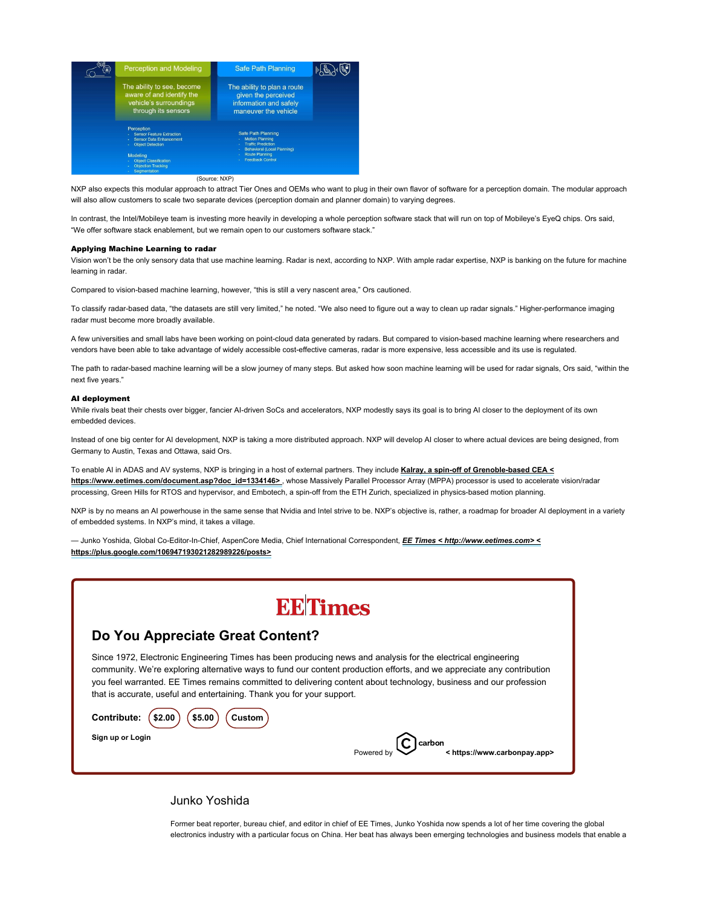| Perception and Modeling | Safe Path Planning |
| --- | --- |
| The ability to see, become aware of and identify the vehicle's surroundings through its sensors | The ability to plan a route given the perceived information and safely maneuver the vehicle |
| Perception<br>• Sensor Feature Extraction<br>• Sensor Data Enhancement<br>• Object Detection<br>Modeling<br>• Object Classification<br>• Objection Tracking<br>• Segmentation | Safe Path Planning<br>• Motion Planning<br>• Traffic Prediction<br>• Behavioral (Local Planning)<br>• Route Planning<br>• Feedback Control |

(Source: NXP)

NXP also expects this modular approach to attract Tier Ones and OEMs who want to plug in their own flavor of software for a perception domain. The modular approach will also allow customers to scale two separate devices (perception domain and planner domain) to varying degrees.

In contrast, the Intel/Mobileye team is investing more heavily in developing a whole perception software stack that will run on top of Mobileye's EyeQ chips. Ors said, "We offer software stack enablement, but we remain open to our customers software stack."

**Applying Machine Learning to radar**

Vision won't be the only sensory data that use machine learning. Radar is next, according to NXP. With ample radar expertise, NXP is banking on the future for machine learning in radar.

Compared to vision-based machine learning, however, "this is still a very nascent area," Ors cautioned.

To classify radar-based data, "the datasets are still very limited," he noted. "We also need to figure out a way to clean up radar signals." Higher-performance imaging radar must become more broadly available.

A few universities and small labs have been working on point-cloud data generated by radars. But compared to vision-based machine learning where researchers and vendors have been able to take advantage of widely accessible cost-effective cameras, radar is more expensive, less accessible and its use is regulated.

The path to radar-based machine learning will be a slow journey of many steps. But asked how soon machine learning will be used for radar signals, Ors said, "within the next five years."

**AI deployment**

While rivals beat their chests over bigger, fancier AI-driven SoCs and accelerators, NXP modestly says its goal is to bring AI closer to the deployment of its own embedded devices.

Instead of one big center for AI development, NXP is taking a more distributed approach. NXP will develop AI closer to where actual devices are being designed, from Germany to Austin, Texas and Ottawa, said Ors.

To enable AI in ADAS and AV systems, NXP is bringing in a host of external partners. They include **Kalray, a spin-off of Grenoble-based CEA < https://www.eetimes.com/document.asp?doc_id=1334146>** , whose Massively Parallel Processor Array (MPPA) processor is used to accelerate vision/radar processing, Green Hills for RTOS and hypervisor, and Embotech, a spin-off from the ETH Zurich, specialized in physics-based motion planning.

NXP is by no means an AI powerhouse in the same sense that Nvidia and Intel strive to be. NXP's objective is, rather, a roadmap for broader AI deployment in a variety of embedded systems. In NXP's mind, it takes a village.

— Junko Yoshida, Global Co-Editor-In-Chief, AspenCore Media, Chief International Correspondent, ***EE Times* < http://www.eetimes.com> < https://plus.google.com/106947193021282989226/posts>**

EETimes

## Do You Appreciate Great Content?

Since 1972, Electronic Engineering Times has been producing news and analysis for the electrical engineering community. We're exploring alternative ways to fund our content production efforts, and we appreciate any contribution you feel warranted. EE Times remains committed to delivering content about technology, business and our profession that is accurate, useful and entertaining. Thank you for your support.

**Contribute:** **$2.00** **$5.00** **Custom**

**Sign up or Login**

Powered by **carbon < https://www.carbonpay.app>**

Junko Yoshida

Former beat reporter, bureau chief, and editor in chief of EE Times, Junko Yoshida now spends a lot of her time covering the global electronics industry with a particular focus on China. Her beat has always been emerging technologies and business models that enable a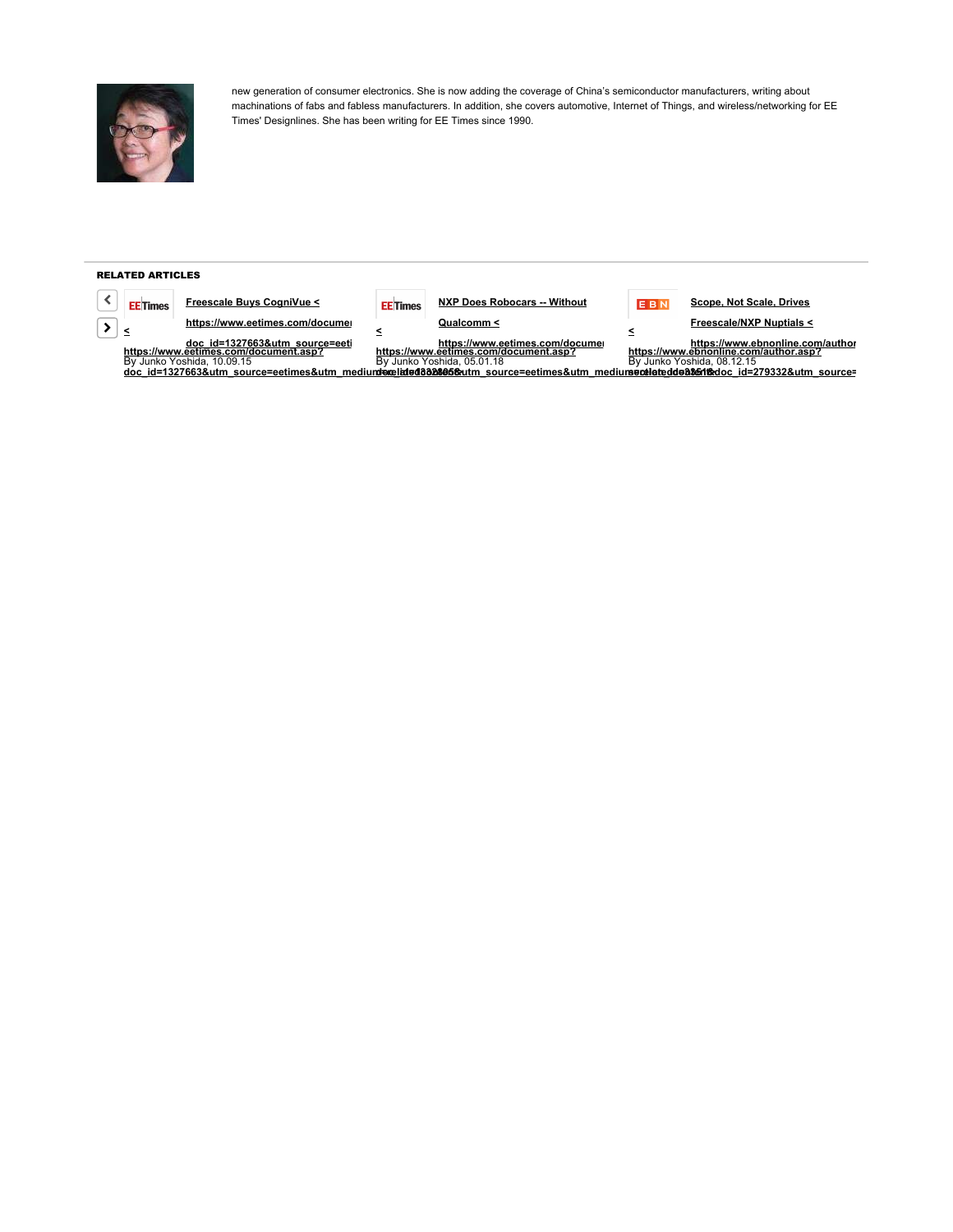new generation of consumer electronics. She is now adding the coverage of China's semiconductor manufacturers, writing about machinations of fabs and fabless manufacturers. In addition, she covers automotive, Internet of Things, and wireless/networking for EE Times' Designlines. She has been writing for EE Times since 1990.

**RELATED ARTICLES**

**Freescale Buys CogniVue < https://www.eetimes.com/document.asp?doc_id=1327663&utm_source=eetimes&utm_medium=relatedcontent >**
By Junko Yoshida, 10.09.15

**NXP Does Robocars -- Without Qualcomm < https://www.eetimes.com/document.asp?doc_id=1333248&utm_source=eetimes&utm_medium=relatedcontent >**
By Junko Yoshida, 05.01.18

**Scope, Not Scale, Drives Freescale/NXP Nuptials < https://www.ebnonline.com/author.asp?doc_id=279332&utm_source=**
By Junko Yoshida, 08.12.15